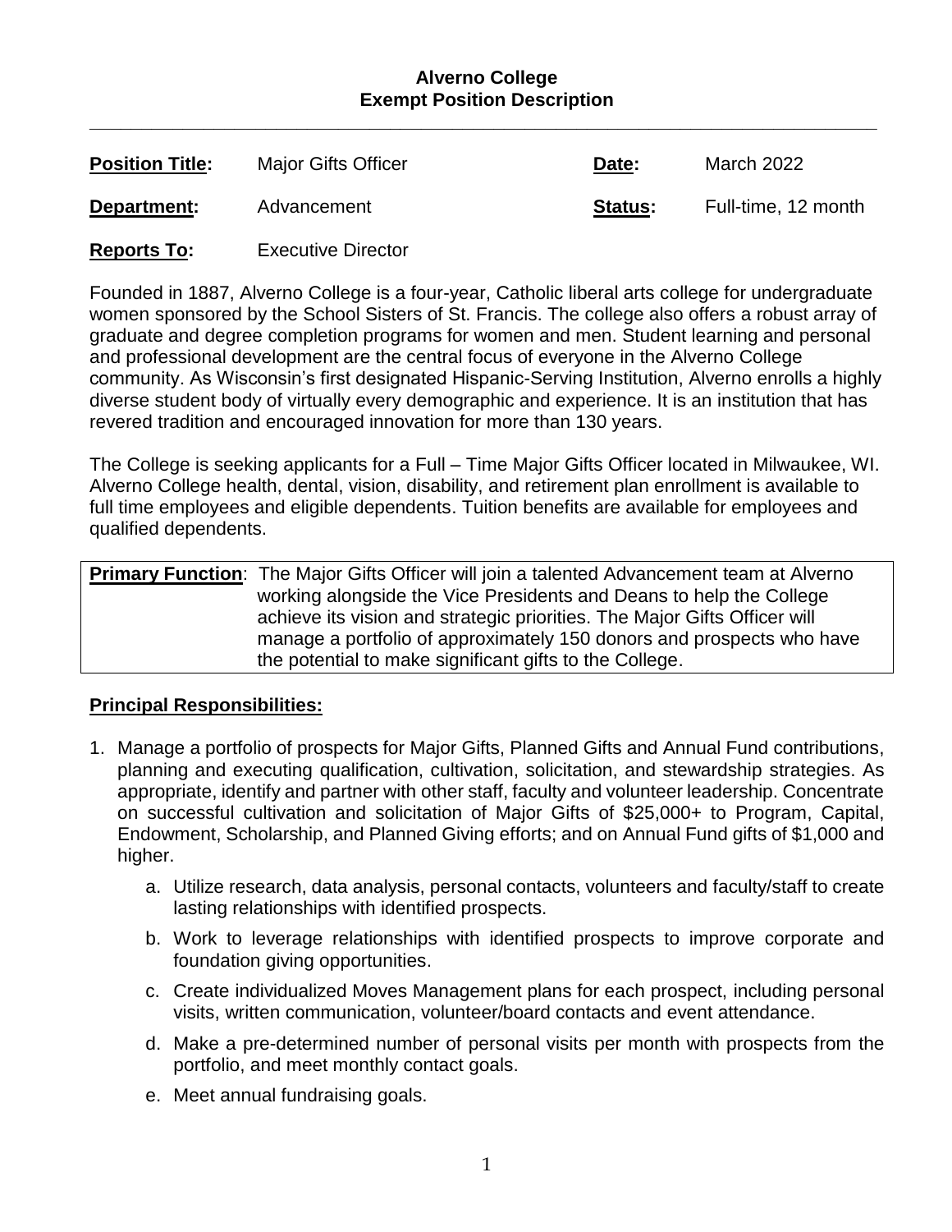# Alverno College
## Exempt Position Description

---

| | | | |
|---|---|---|---|
| **Position Title:** | Major Gifts Officer | **Date:** | March 2022 |
| **Department:** | Advancement | **Status:** | Full-time, 12 month |
| **Reports To:** | Executive Director | | |

Founded in 1887, Alverno College is a four-year, Catholic liberal arts college for undergraduate women sponsored by the School Sisters of St. Francis. The college also offers a robust array of graduate and degree completion programs for women and men. Student learning and personal and professional development are the central focus of everyone in the Alverno College community. As Wisconsin's first designated Hispanic-Serving Institution, Alverno enrolls a highly diverse student body of virtually every demographic and experience. It is an institution that has revered tradition and encouraged innovation for more than 130 years.

The College is seeking applicants for a Full – Time Major Gifts Officer located in Milwaukee, WI. Alverno College health, dental, vision, disability, and retirement plan enrollment is available to full time employees and eligible dependents. Tuition benefits are available for employees and qualified dependents.

**Primary Function**: The Major Gifts Officer will join a talented Advancement team at Alverno working alongside the Vice Presidents and Deans to help the College achieve its vision and strategic priorities. The Major Gifts Officer will manage a portfolio of approximately 150 donors and prospects who have the potential to make significant gifts to the College.

**Principal Responsibilities:**

1. Manage a portfolio of prospects for Major Gifts, Planned Gifts and Annual Fund contributions, planning and executing qualification, cultivation, solicitation, and stewardship strategies. As appropriate, identify and partner with other staff, faculty and volunteer leadership. Concentrate on successful cultivation and solicitation of Major Gifts of $25,000+ to Program, Capital, Endowment, Scholarship, and Planned Giving efforts; and on Annual Fund gifts of $1,000 and higher.
   a. Utilize research, data analysis, personal contacts, volunteers and faculty/staff to create lasting relationships with identified prospects.
   b. Work to leverage relationships with identified prospects to improve corporate and foundation giving opportunities.
   c. Create individualized Moves Management plans for each prospect, including personal visits, written communication, volunteer/board contacts and event attendance.
   d. Make a pre-determined number of personal visits per month with prospects from the portfolio, and meet monthly contact goals.
   e. Meet annual fundraising goals.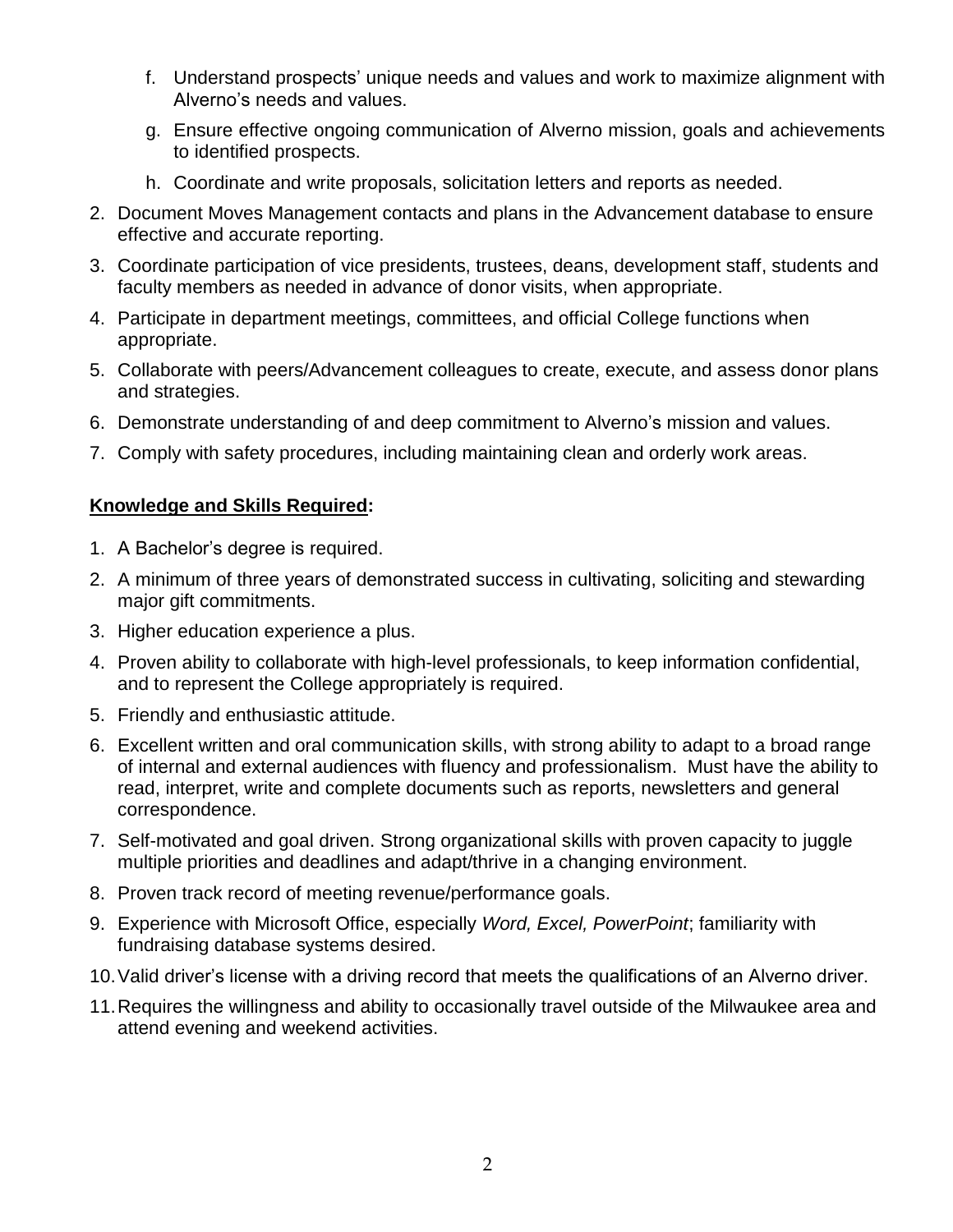f. Understand prospects' unique needs and values and work to maximize alignment with Alverno's needs and values.

g. Ensure effective ongoing communication of Alverno mission, goals and achievements to identified prospects.

h. Coordinate and write proposals, solicitation letters and reports as needed.

2. Document Moves Management contacts and plans in the Advancement database to ensure effective and accurate reporting.
3. Coordinate participation of vice presidents, trustees, deans, development staff, students and faculty members as needed in advance of donor visits, when appropriate.
4. Participate in department meetings, committees, and official College functions when appropriate.
5. Collaborate with peers/Advancement colleagues to create, execute, and assess donor plans and strategies.
6. Demonstrate understanding of and deep commitment to Alverno's mission and values.
7. Comply with safety procedures, including maintaining clean and orderly work areas.

**Knowledge and Skills Required:**

1. A Bachelor's degree is required.
2. A minimum of three years of demonstrated success in cultivating, soliciting and stewarding major gift commitments.
3. Higher education experience a plus.
4. Proven ability to collaborate with high-level professionals, to keep information confidential, and to represent the College appropriately is required.
5. Friendly and enthusiastic attitude.
6. Excellent written and oral communication skills, with strong ability to adapt to a broad range of internal and external audiences with fluency and professionalism. Must have the ability to read, interpret, write and complete documents such as reports, newsletters and general correspondence.
7. Self-motivated and goal driven. Strong organizational skills with proven capacity to juggle multiple priorities and deadlines and adapt/thrive in a changing environment.
8. Proven track record of meeting revenue/performance goals.
9. Experience with Microsoft Office, especially *Word, Excel, PowerPoint*; familiarity with fundraising database systems desired.
10. Valid driver's license with a driving record that meets the qualifications of an Alverno driver.
11. Requires the willingness and ability to occasionally travel outside of the Milwaukee area and attend evening and weekend activities.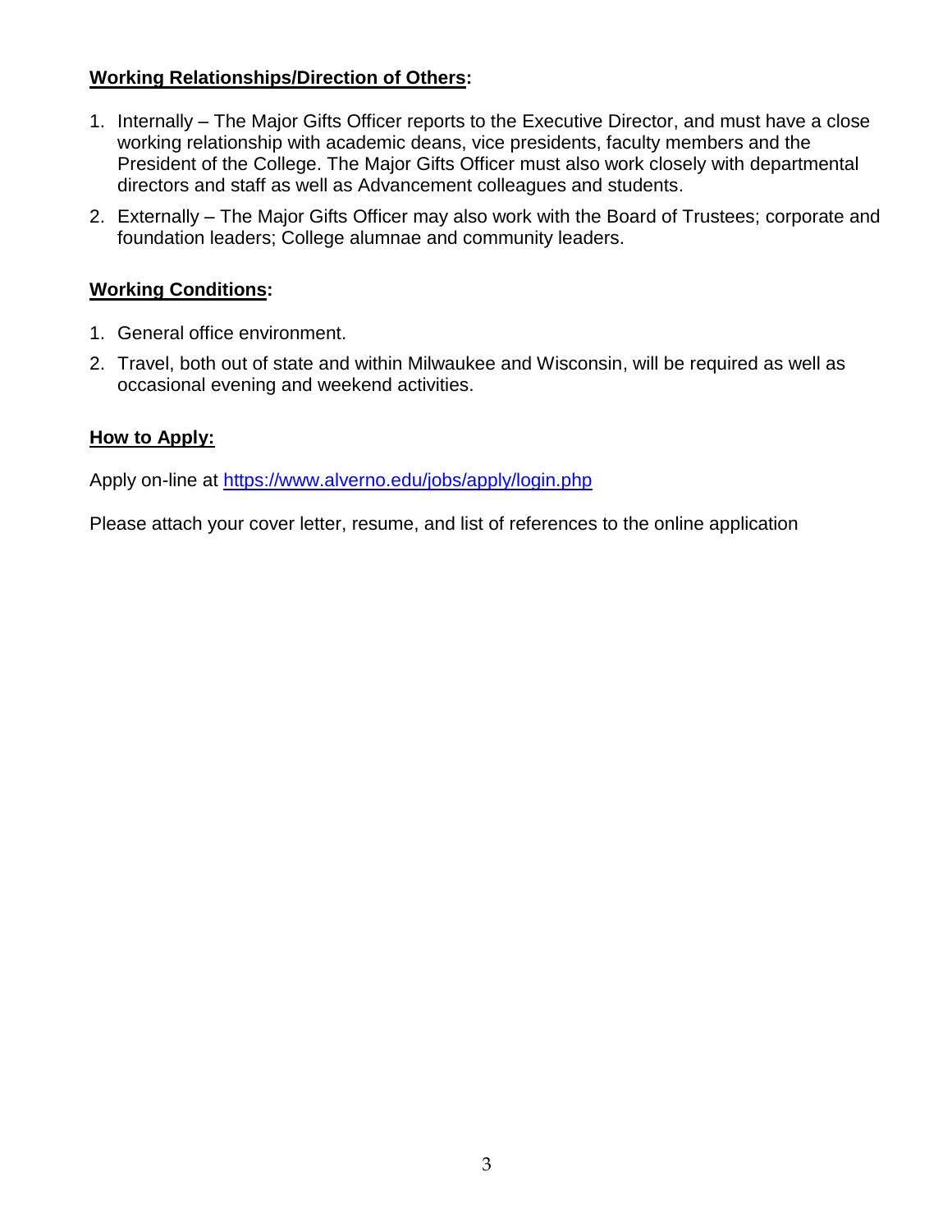**Working Relationships/Direction of Others:**

1. Internally – The Major Gifts Officer reports to the Executive Director, and must have a close working relationship with academic deans, vice presidents, faculty members and the President of the College. The Major Gifts Officer must also work closely with departmental directors and staff as well as Advancement colleagues and students.
2. Externally – The Major Gifts Officer may also work with the Board of Trustees; corporate and foundation leaders; College alumnae and community leaders.

**Working Conditions:**

1. General office environment.
2. Travel, both out of state and within Milwaukee and Wisconsin, will be required as well as occasional evening and weekend activities.

**How to Apply:**

Apply on-line at https://www.alverno.edu/jobs/apply/login.php

Please attach your cover letter, resume, and list of references to the online application